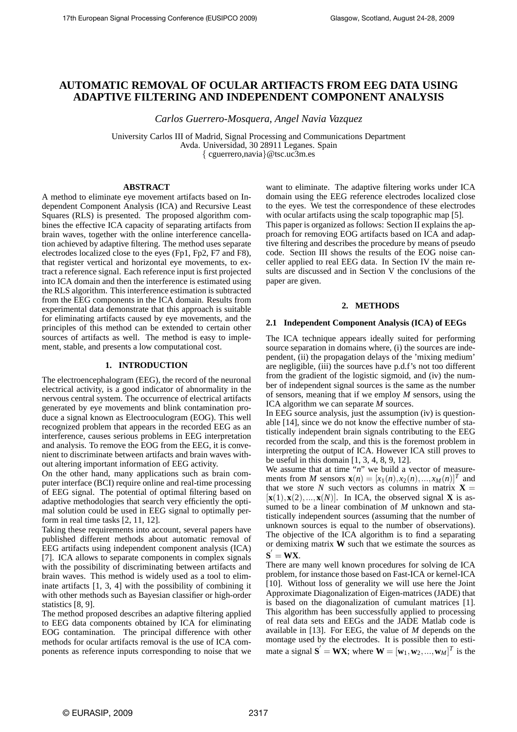# AUTOMATIC REMOVAL OF OCULAR ARTIFACTS FROM EEG DATA USING ADAPTIVE FILTERING AND INDEPENDENT COMPONENT ANALYSIS

*Carlos Guerrero-Mosquera, Angel Navia Vazquez*

University Carlos III of Madrid, Signal Processing and Communications Department
Avda. Universidad, 30 28911 Leganes. Spain
{ cguerrero,navia}@tsc.uc3m.es

## ABSTRACT

A method to eliminate eye movement artifacts based on Independent Component Analysis (ICA) and Recursive Least Squares (RLS) is presented. The proposed algorithm combines the effective ICA capacity of separating artifacts from brain waves, together with the online interference cancellation achieved by adaptive filtering. The method uses separate electrodes localized close to the eyes (Fp1, Fp2, F7 and F8), that register vertical and horizontal eye movements, to extract a reference signal. Each reference input is first projected into ICA domain and then the interference is estimated using the RLS algorithm. This interference estimation is subtracted from the EEG components in the ICA domain. Results from experimental data demonstrate that this approach is suitable for eliminating artifacts caused by eye movements, and the principles of this method can be extended to certain other sources of artifacts as well. The method is easy to implement, stable, and presents a low computational cost.

## 1. INTRODUCTION

The electroencephalogram (EEG), the record of the neuronal electrical activity, is a good indicator of abnormality in the nervous central system. The occurrence of electrical artifacts generated by eye movements and blink contamination produce a signal known as Electrooculogram (EOG). This well recognized problem that appears in the recorded EEG as an interference, causes serious problems in EEG interpretation and analysis. To remove the EOG from the EEG, it is convenient to discriminate between artifacts and brain waves without altering important information of EEG activity.

On the other hand, many applications such as brain computer interface (BCI) require online and real-time processing of EEG signal. The potential of optimal filtering based on adaptive methodologies that search very efficiently the optimal solution could be used in EEG signal to optimally perform in real time tasks [2, 11, 12].

Taking these requirements into account, several papers have published different methods about automatic removal of EEG artifacts using independent component analysis (ICA) [7]. ICA allows to separate components in complex signals with the possibility of discriminating between artifacts and brain waves. This method is widely used as a tool to eliminate artifacts [1, 3, 4] with the possibility of combining it with other methods such as Bayesian classifier or high-order statistics [8, 9].

The method proposed describes an adaptive filtering applied to EEG data components obtained by ICA for eliminating EOG contamination. The principal difference with other methods for ocular artifacts removal is the use of ICA components as reference inputs corresponding to noise that we want to eliminate. The adaptive filtering works under ICA domain using the EEG reference electrodes localized close to the eyes. We test the correspondence of these electrodes with ocular artifacts using the scalp topographic map [5].

This paper is organized as follows: Section II explains the approach for removing EOG artifacts based on ICA and adaptive filtering and describes the procedure by means of pseudo code. Section III shows the results of the EOG noise canceller applied to real EEG data. In Section IV the main results are discussed and in Section V the conclusions of the paper are given.

## 2. METHODS

### 2.1 Independent Component Analysis (ICA) of EEGs

The ICA technique appears ideally suited for performing source separation in domains where, (i) the sources are independent, (ii) the propagation delays of the 'mixing medium' are negligible, (iii) the sources have p.d.f's not too different from the gradient of the logistic sigmoid, and (iv) the number of independent signal sources is the same as the number of sensors, meaning that if we employ $M$ sensors, using the ICA algorithm we can separate $M$ sources.

In EEG source analysis, just the assumption (iv) is questionable [14], since we do not know the effective number of statistically independent brain signals contributing to the EEG recorded from the scalp, and this is the foremost problem in interpreting the output of ICA. However ICA still proves to be useful in this domain [1, 3, 4, 8, 9, 12].

We assume that at time "$n$" we build a vector of measurements from $M$ sensors $\mathbf{x}(n) = [x_1(n), x_2(n), ..., x_M(n)]^T$ and that we store $N$ such vectors as columns in matrix $\mathbf{X} = [\mathbf{x}(1), \mathbf{x}(2), ..., \mathbf{x}(N)]$. In ICA, the observed signal $\mathbf{X}$ is assumed to be a linear combination of $M$ unknown and statistically independent sources (assuming that the number of unknown sources is equal to the number of observations). The objective of the ICA algorithm is to find a separating or demixing matrix $\mathbf{W}$ such that we estimate the sources as $\mathbf{S}' = \mathbf{WX}$.

There are many well known procedures for solving de ICA problem, for instance those based on Fast-ICA or kernel-ICA [10]. Without loss of generality we will use here the Joint Approximate Diagonalization of Eigen-matrices (JADE) that is based on the diagonalization of cumulant matrices [1]. This algorithm has been successfully applied to processing of real data sets and EEGs and the JADE Matlab code is available in [13]. For EEG, the value of $M$ depends on the montage used by the electrodes. It is possible then to estimate a signal $\mathbf{S}' = \mathbf{WX}$; where $\mathbf{W} = [\mathbf{w}_1, \mathbf{w}_2, ..., \mathbf{w}_M]^T$ is the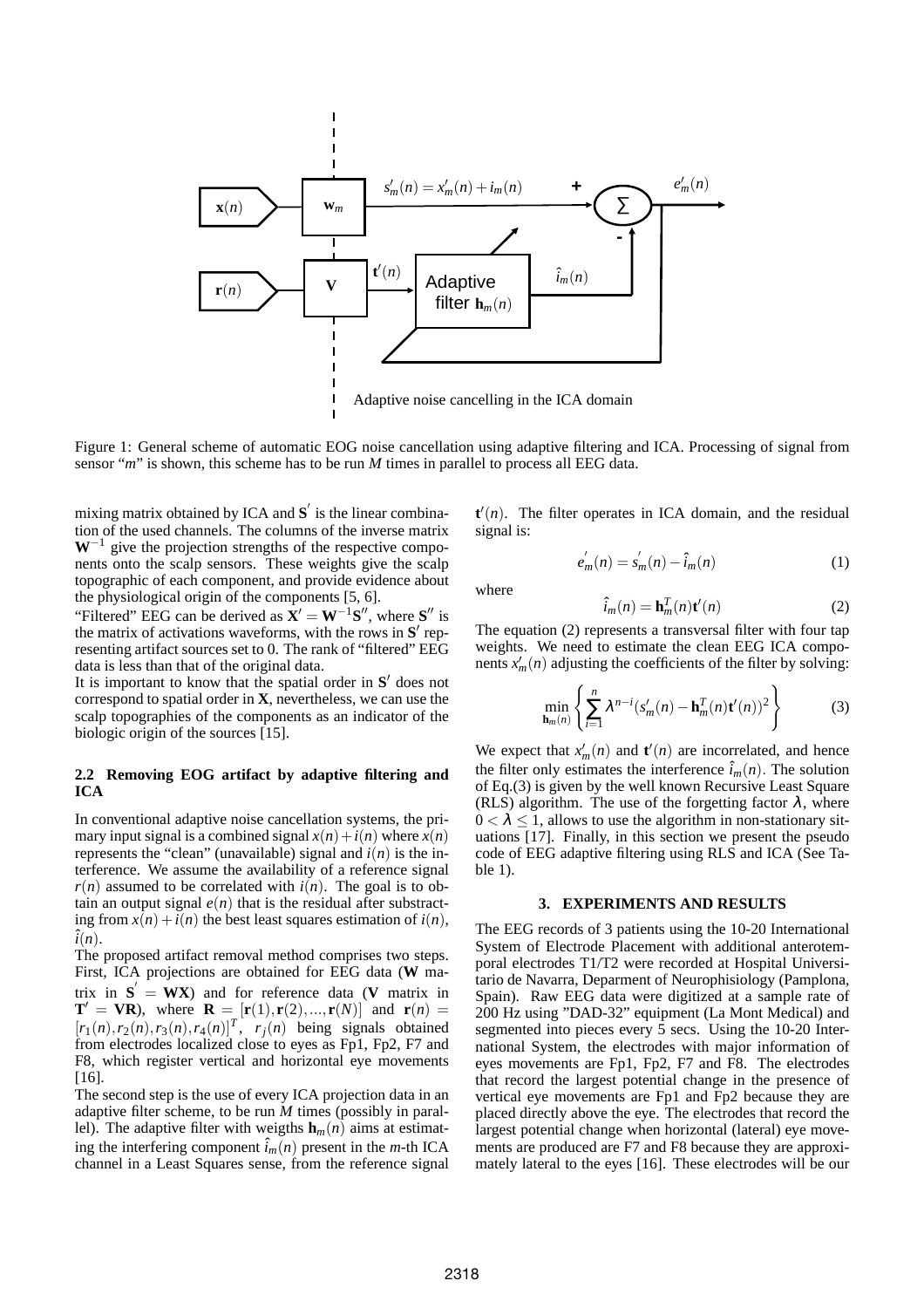Figure 1: General scheme of automatic EOG noise cancellation using adaptive filtering and ICA. Processing of signal from sensor "*m*" is shown, this scheme has to be run *M* times in parallel to process all EEG data.

mixing matrix obtained by ICA and $\mathbf{S}'$ is the linear combination of the used channels. The columns of the inverse matrix $\mathbf{W}^{-1}$ give the projection strengths of the respective components onto the scalp sensors. These weights give the scalp topographic of each component, and provide evidence about the physiological origin of the components [5, 6].

"Filtered" EEG can be derived as $\mathbf{X}' = \mathbf{W}^{-1}\mathbf{S}''$, where $\mathbf{S}''$ is the matrix of activations waveforms, with the rows in $\mathbf{S}'$ representing artifact sources set to 0. The rank of "filtered" EEG data is less than that of the original data.

It is important to know that the spatial order in $\mathbf{S}'$ does not correspond to spatial order in $\mathbf{X}$, nevertheless, we can use the scalp topographies of the components as an indicator of the biologic origin of the sources [15].

### 2.2 Removing EOG artifact by adaptive filtering and ICA

In conventional adaptive noise cancellation systems, the primary input signal is a combined signal $x(n)+i(n)$ where $x(n)$ represents the "clean" (unavailable) signal and $i(n)$ is the interference. We assume the availability of a reference signal $r(n)$ assumed to be correlated with $i(n)$. The goal is to obtain an output signal $e(n)$ that is the residual after substracting from $x(n)+i(n)$ the best least squares estimation of $i(n)$, $\hat{i}(n)$.

The proposed artifact removal method comprises two steps. First, ICA projections are obtained for EEG data ($\mathbf{W}$ matrix in $\mathbf{S}' = \mathbf{WX}$) and for reference data ($\mathbf{V}$ matrix in $\mathbf{T}' = \mathbf{VR}$), where $\mathbf{R} = [\mathbf{r}(1), \mathbf{r}(2), ..., \mathbf{r}(N)]$ and $\mathbf{r}(n) = [r_1(n), r_2(n), r_3(n), r_4(n)]^T$, $r_j(n)$ being signals obtained from electrodes localized close to eyes as Fp1, Fp2, F7 and F8, which register vertical and horizontal eye movements [16].

The second step is the use of every ICA projection data in an adaptive filter scheme, to be run *M* times (possibly in parallel). The adaptive filter with weigths $\mathbf{h}_m(n)$ aims at estimating the interfering component $\hat{i}_m(n)$ present in the *m*-th ICA channel in a Least Squares sense, from the reference signal $\mathbf{t}'(n)$. The filter operates in ICA domain, and the residual signal is:

$$e_m'(n) = s_m'(n) - \hat{i}_m(n) \tag{1}$$

where

$$\hat{i}_m(n) = \mathbf{h}_m^T(n)\mathbf{t}'(n) \tag{2}$$

The equation (2) represents a transversal filter with four tap weights. We need to estimate the clean EEG ICA components $x_m'(n)$ adjusting the coefficients of the filter by solving:

$$\min_{\mathbf{h}_m(n)} \left\{ \sum_{i=1}^{n} \lambda^{n-i} (s_m'(n) - \mathbf{h}_m^T(n)\mathbf{t}'(n))^2 \right\} \tag{3}$$

We expect that $x_m'(n)$ and $\mathbf{t}'(n)$ are incorrelated, and hence the filter only estimates the interference $\hat{i}_m(n)$. The solution of Eq.(3) is given by the well known Recursive Least Square (RLS) algorithm. The use of the forgetting factor $\lambda$, where $0 < \lambda \leq 1$, allows to use the algorithm in non-stationary situations [17]. Finally, in this section we present the pseudo code of EEG adaptive filtering using RLS and ICA (See Table 1).

## 3. EXPERIMENTS AND RESULTS

The EEG records of 3 patients using the 10-20 International System of Electrode Placement with additional anterotemporal electrodes T1/T2 were recorded at Hospital Universitario de Navarra, Deparment of Neurophisiology (Pamplona, Spain). Raw EEG data were digitized at a sample rate of 200 Hz using "DAD-32" equipment (La Mont Medical) and segmented into pieces every 5 secs. Using the 10-20 International System, the electrodes with major information of eyes movements are Fp1, Fp2, F7 and F8. The electrodes that record the largest potential change in the presence of vertical eye movements are Fp1 and Fp2 because they are placed directly above the eye. The electrodes that record the largest potential change when horizontal (lateral) eye movements are produced are F7 and F8 because they are approximately lateral to the eyes [16]. These electrodes will be our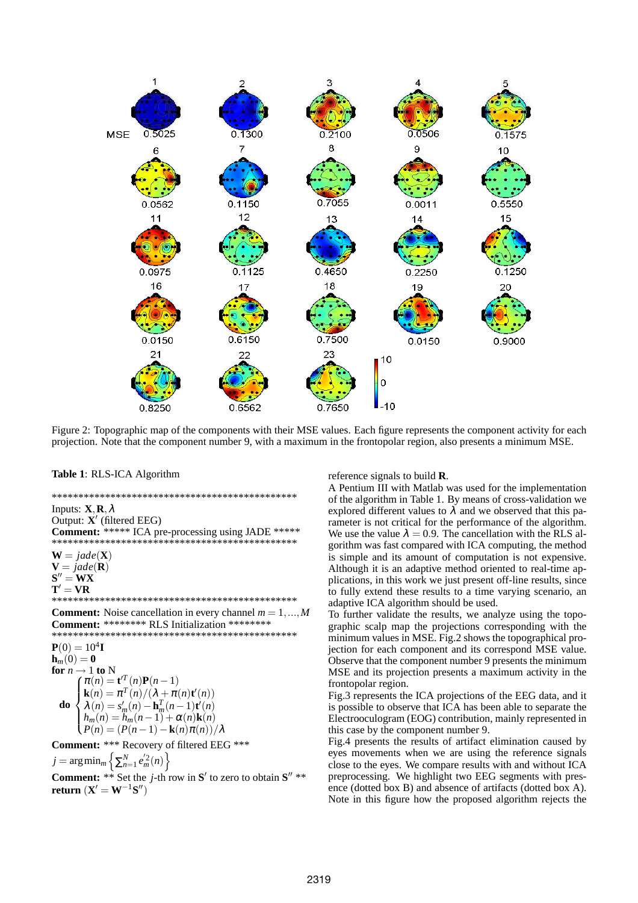Figure 2: Topographic map of the components with their MSE values. Each figure represents the component activity for each projection. Note that the component number 9, with a maximum in the frontopolar region, also presents a minimum MSE.

**Table 1**: RLS-ICA Algorithm

```
************************************************
```

Inputs: $\mathbf{X}, \mathbf{R}, \lambda$
Output: $\mathbf{X}'$ (filtered EEG)
**Comment:** ***** ICA pre-processing using JADE *****

```
************************************************
```

$\mathbf{W} = jade(\mathbf{X})$
$\mathbf{V} = jade(\mathbf{R})$
$\mathbf{S}'' = \mathbf{W}\mathbf{X}$
$\mathbf{T}' = \mathbf{V}\mathbf{R}$

```
************************************************
```

**Comment:** Noise cancellation in every channel $m = 1, \ldots, M$
**Comment:** ******** RLS Initialization ********

```
************************************************
```

$\mathbf{P}(0) = 10^4\mathbf{I}$
$\mathbf{h}_m(0) = \mathbf{0}$
**for** $n \to 1$ **to** N

$$\textbf{do} \begin{cases} \pi(n) = \mathbf{t}'^T(n)\mathbf{P}(n-1) \\ \mathbf{k}(n) = \pi^T(n)/(\lambda + \pi(n)\mathbf{t}'(n)) \\ \lambda(n) = s'_m(n) - \mathbf{h}_m^T(n-1)\mathbf{t}'(n) \\ h_m(n) = h_m(n-1) + \alpha(n)\mathbf{k}(n) \\ P(n) = (P(n-1) - \mathbf{k}(n)\pi(n))/\lambda \end{cases}$$

**Comment:** *** Recovery of filtered EEG ***

$j = \arg\min_m \left\{ \sum_{n=1}^{N} e'^2_m(n) \right\}$

**Comment:** ** Set the $j$-th row in $\mathbf{S}'$ to zero to obtain $\mathbf{S}''$ **
**return** $(\mathbf{X}' = \mathbf{W}^{-1}\mathbf{S}'')$

reference signals to build $\mathbf{R}$.

A Pentium III with Matlab was used for the implementation of the algorithm in Table 1. By means of cross-validation we explored different values to $\lambda$ and we observed that this parameter is not critical for the performance of the algorithm. We use the value $\lambda = 0.9$. The cancellation with the RLS algorithm was fast compared with ICA computing, the method is simple and its amount of computation is not expensive. Although it is an adaptive method oriented to real-time applications, in this work we just present off-line results, since to fully extend these results to a time varying scenario, an adaptive ICA algorithm should be used.

To further validate the results, we analyze using the topographic scalp map the projections corresponding with the minimum values in MSE. Fig.2 shows the topographical projection for each component and its correspond MSE value. Observe that the component number 9 presents the minimum MSE and its projection presents a maximum activity in the frontopolar region.

Fig.3 represents the ICA projections of the EEG data, and it is possible to observe that ICA has been able to separate the Electrooculogram (EOG) contribution, mainly represented in this case by the component number 9.

Fig.4 presents the results of artifact elimination caused by eyes movements when we are using the reference signals close to the eyes. We compare results with and without ICA preprocessing. We highlight two EEG segments with presence (dotted box B) and absence of artifacts (dotted box A). Note in this figure how the proposed algorithm rejects the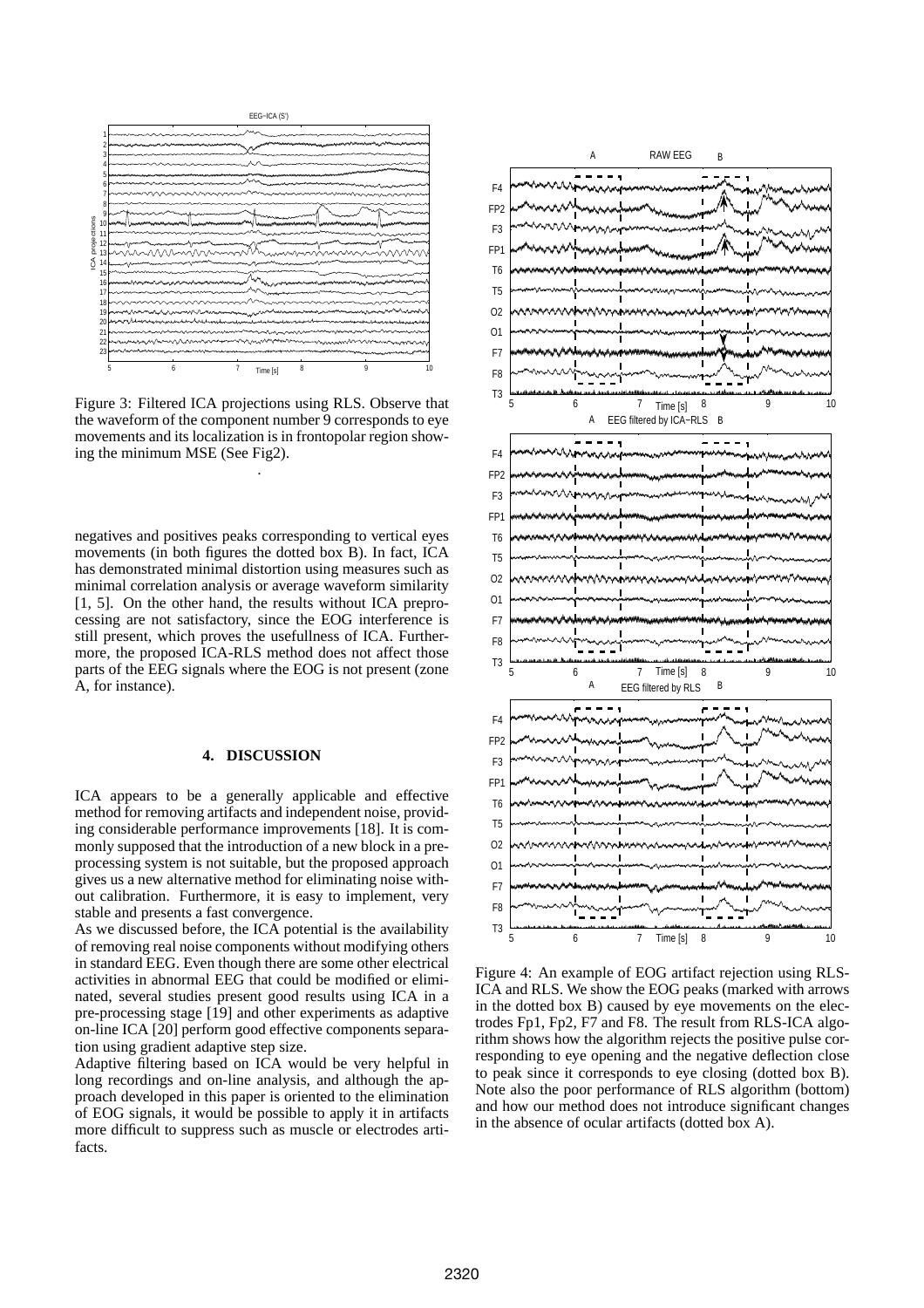Figure 3: Filtered ICA projections using RLS. Observe that the waveform of the component number 9 corresponds to eye movements and its localization is in frontopolar region showing the minimum MSE (See Fig2).

negatives and positives peaks corresponding to vertical eyes movements (in both figures the dotted box B). In fact, ICA has demonstrated minimal distortion using measures such as minimal correlation analysis or average waveform similarity [1, 5]. On the other hand, the results without ICA preprocessing are not satisfactory, since the EOG interference is still present, which proves the usefullness of ICA. Furthermore, the proposed ICA-RLS method does not affect those parts of the EEG signals where the EOG is not present (zone A, for instance).

## 4. DISCUSSION

ICA appears to be a generally applicable and effective method for removing artifacts and independent noise, providing considerable performance improvements [18]. It is commonly supposed that the introduction of a new block in a preprocessing system is not suitable, but the proposed approach gives us a new alternative method for eliminating noise without calibration. Furthermore, it is easy to implement, very stable and presents a fast convergence.

As we discussed before, the ICA potential is the availability of removing real noise components without modifying others in standard EEG. Even though there are some other electrical activities in abnormal EEG that could be modified or eliminated, several studies present good results using ICA in a pre-processing stage [19] and other experiments as adaptive on-line ICA [20] perform good effective components separation using gradient adaptive step size.

Adaptive filtering based on ICA would be very helpful in long recordings and on-line analysis, and although the approach developed in this paper is oriented to the elimination of EOG signals, it would be possible to apply it in artifacts more difficult to suppress such as muscle or electrodes artifacts.

Figure 4: An example of EOG artifact rejection using RLS-ICA and RLS. We show the EOG peaks (marked with arrows in the dotted box B) caused by eye movements on the electrodes Fp1, Fp2, F7 and F8. The result from RLS-ICA algorithm shows how the algorithm rejects the positive pulse corresponding to eye opening and the negative deflection close to peak since it corresponds to eye closing (dotted box B). Note also the poor performance of RLS algorithm (bottom) and how our method does not introduce significant changes in the absence of ocular artifacts (dotted box A).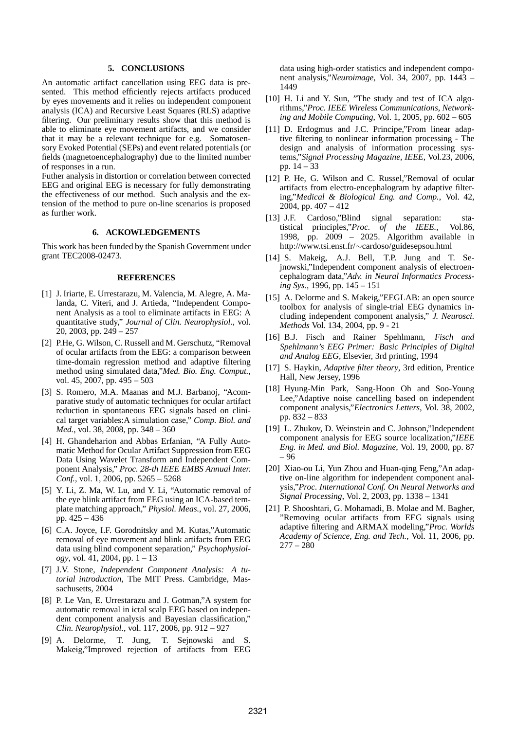## 5. CONCLUSIONS

An automatic artifact cancellation using EEG data is presented. This method efficiently rejects artifacts produced by eyes movements and it relies on independent component analysis (ICA) and Recursive Least Squares (RLS) adaptive filtering. Our preliminary results show that this method is able to eliminate eye movement artifacts, and we consider that it may be a relevant technique for e.g. Somatosensory Evoked Potential (SEPs) and event related potentials (or fields (magnetoencephalography) due to the limited number of responses in a run.

Futher analysis in distortion or correlation between corrected EEG and original EEG is necessary for fully demonstrating the effectiveness of our method. Such analysis and the extension of the method to pure on-line scenarios is proposed as further work.

## 6. ACKOWLEDGEMENTS

This work has been funded by the Spanish Government under grant TEC2008-02473.

## REFERENCES

[1] J. Iriarte, E. Urrestarazu, M. Valencia, M. Alegre, A. Malanda, C. Viteri, and J. Artieda, "Independent Component Analysis as a tool to eliminate artifacts in EEG: A quantitative study," *Journal of Clin. Neurophysiol.*, vol. 20, 2003, pp. 249 – 257

[2] P.He, G. Wilson, C. Russell and M. Gerschutz, "Removal of ocular artifacts from the EEG: a comparison between time-domain regression method and adaptive filtering method using simulated data,"*Med. Bio. Eng. Comput.*, vol. 45, 2007, pp. 495 – 503

[3] S. Romero, M.A. Maanas and M.J. Barbanoj, "Acomparative study of automatic techniques for ocular artifact reduction in spontaneous EEG signals based on clinical target variables:A simulation case," *Comp. Biol. and Med.*, vol. 38, 2008, pp. 348 – 360

[4] H. Ghandeharion and Abbas Erfanian, "A Fully Automatic Method for Ocular Artifact Suppression from EEG Data Using Wavelet Transform and Independent Component Analysis," *Proc. 28-th IEEE EMBS Annual Inter. Conf.*, vol. 1, 2006, pp. 5265 – 5268

[5] Y. Li, Z. Ma, W. Lu, and Y. Li, "Automatic removal of the eye blink artifact from EEG using an ICA-based template matching approach," *Physiol. Meas.*, vol. 27, 2006, pp. 425 – 436

[6] C.A. Joyce, I.F. Gorodnitsky and M. Kutas,"Automatic removal of eye movement and blink artifacts from EEG data using blind component separation," *Psychophysiology*, vol. 41, 2004, pp. 1 – 13

[7] J.V. Stone, *Independent Component Analysis: A tutorial introduction*, The MIT Press. Cambridge, Massachusetts, 2004

[8] P. Le Van, E. Urrestarazu and J. Gotman,"A system for automatic removal in ictal scalp EEG based on independent component analysis and Bayesian classification," *Clin. Neurophysiol.*, vol. 117, 2006, pp. 912 – 927

[9] A. Delorme, T. Jung, T. Sejnowski and S. Makeig,"Improved rejection of artifacts from EEG data using high-order statistics and independent component analysis,"*Neuroimage*, Vol. 34, 2007, pp. 1443 – 1449

[10] H. Li and Y. Sun, "The study and test of ICA algorithms,"*Proc. IEEE Wireless Communications, Networking and Mobile Computing*, Vol. 1, 2005, pp. 602 – 605

[11] D. Erdogmus and J.C. Principe,"From linear adaptive filtering to nonlinear information processing - The design and analysis of information processing systems,"*Signal Processing Magazine, IEEE*, Vol.23, 2006, pp. 14 – 33

[12] P. He, G. Wilson and C. Russel,"Removal of ocular artifacts from electro-encephalogram by adaptive filtering,"*Medical & Biological Eng. and Comp.*, Vol. 42, 2004, pp. 407 – 412

[13] J.F. Cardoso,"Blind signal separation: statistical principles,"*Proc. of the IEEE.*, Vol.86, 1998, pp. 2009 – 2025. Algorithm available in http://www.tsi.enst.fr/∼cardoso/guidesepsou.html

[14] S. Makeig, A.J. Bell, T.P. Jung and T. Sejnowski,"Independent component analysis of electroencephalogram data,"*Adv. in Neural Informatics Processing Sys.*, 1996, pp. 145 – 151

[15] A. Delorme and S. Makeig,"EEGLAB: an open source toolbox for analysis of single-trial EEG dynamics including independent component analysis," *J. Neurosci. Methods* Vol. 134, 2004, pp. 9 - 21

[16] B.J. Fisch and Rainer Spehlmann, *Fisch and Spehlmann's EEG Primer: Basic Principles of Digital and Analog EEG*, Elsevier, 3rd printing, 1994

[17] S. Haykin, *Adaptive filter theory*, 3rd edition, Prentice Hall, New Jersey, 1996

[18] Hyung-Min Park, Sang-Hoon Oh and Soo-Young Lee,"Adaptive noise cancelling based on independent component analysis,"*Electronics Letters*, Vol. 38, 2002, pp. 832 – 833

[19] L. Zhukov, D. Weinstein and C. Johnson,"Independent component analysis for EEG source localization,"*IEEE Eng. in Med. and Biol. Magazine*, Vol. 19, 2000, pp. 87 – 96

[20] Xiao-ou Li, Yun Zhou and Huan-qing Feng,"An adaptive on-line algorithm for independent component analysis,"*Proc. International Conf. On Neural Networks and Signal Processing*, Vol. 2, 2003, pp. 1338 – 1341

[21] P. Shooshtari, G. Mohamadi, B. Molae and M. Bagher, "Removing ocular artifacts from EEG signals using adaptive filtering and ARMAX modeling,"*Proc. Worlds Academy of Science, Eng. and Tech.*, Vol. 11, 2006, pp. 277 – 280